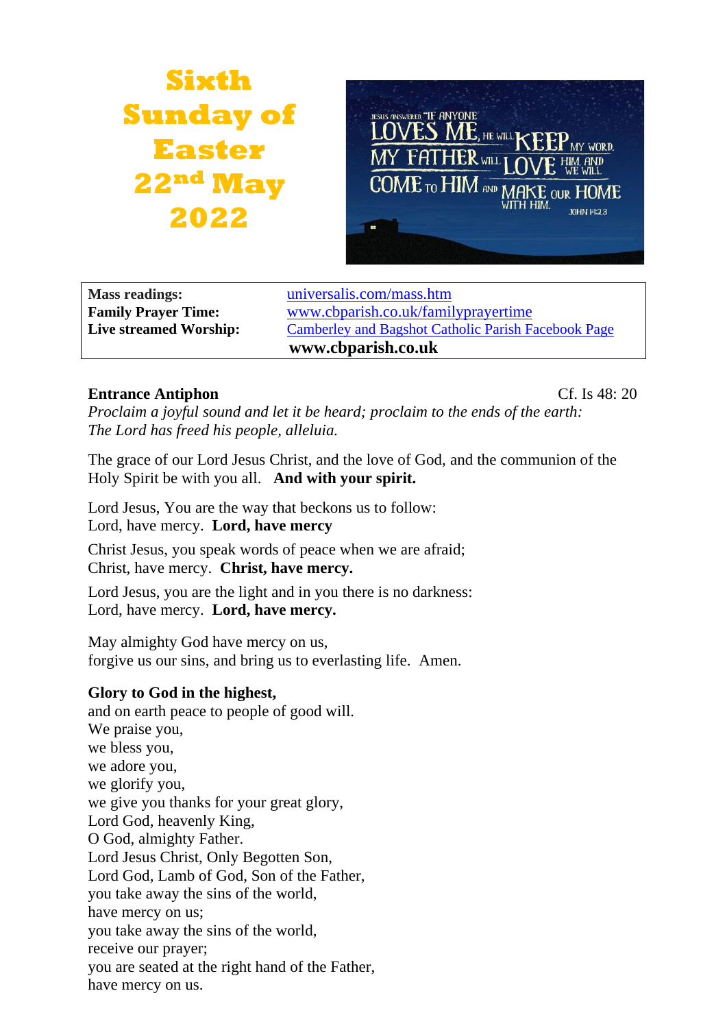# Sixth Sunday of Easter 22nd May 2022

| Mass readings: | universalis.com/mass.htm |
|---|---|
| Family Prayer Time: | www.cbparish.co.uk/familyprayertime |
| Live streamed Worship: | Camberley and Bagshot Catholic Parish Facebook Page |
| | **www.cbparish.co.uk** |

**Entrance Antiphon** Cf. Is 48: 20

*Proclaim a joyful sound and let it be heard; proclaim to the ends of the earth: The Lord has freed his people, alleluia.*

The grace of our Lord Jesus Christ, and the love of God, and the communion of the Holy Spirit be with you all. **And with your spirit.**

Lord Jesus, You are the way that beckons us to follow:
Lord, have mercy. **Lord, have mercy**

Christ Jesus, you speak words of peace when we are afraid;
Christ, have mercy. **Christ, have mercy.**

Lord Jesus, you are the light and in you there is no darkness:
Lord, have mercy. **Lord, have mercy.**

May almighty God have mercy on us,
forgive us our sins, and bring us to everlasting life. Amen.

**Glory to God in the highest,**
and on earth peace to people of good will.
We praise you,
we bless you,
we adore you,
we glorify you,
we give you thanks for your great glory,
Lord God, heavenly King,
O God, almighty Father.
Lord Jesus Christ, Only Begotten Son,
Lord God, Lamb of God, Son of the Father,
you take away the sins of the world,
have mercy on us;
you take away the sins of the world,
receive our prayer;
you are seated at the right hand of the Father,
have mercy on us.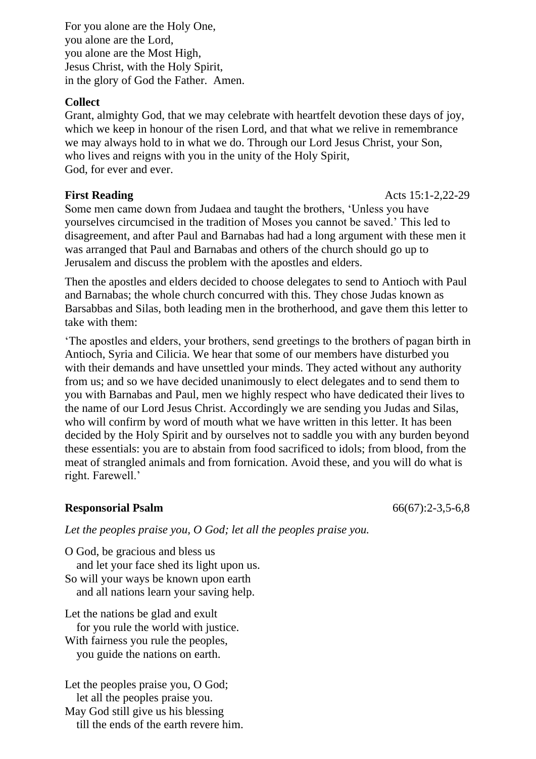For you alone are the Holy One,
you alone are the Lord,
you alone are the Most High,
Jesus Christ, with the Holy Spirit,
in the glory of God the Father. Amen.

**Collect**

Grant, almighty God, that we may celebrate with heartfelt devotion these days of joy, which we keep in honour of the risen Lord, and that what we relive in remembrance we may always hold to in what we do. Through our Lord Jesus Christ, your Son, who lives and reigns with you in the unity of the Holy Spirit, God, for ever and ever.

**First Reading** Acts 15:1-2,22-29

Some men came down from Judaea and taught the brothers, 'Unless you have yourselves circumcised in the tradition of Moses you cannot be saved.' This led to disagreement, and after Paul and Barnabas had had a long argument with these men it was arranged that Paul and Barnabas and others of the church should go up to Jerusalem and discuss the problem with the apostles and elders.

Then the apostles and elders decided to choose delegates to send to Antioch with Paul and Barnabas; the whole church concurred with this. They chose Judas known as Barsabbas and Silas, both leading men in the brotherhood, and gave them this letter to take with them:

'The apostles and elders, your brothers, send greetings to the brothers of pagan birth in Antioch, Syria and Cilicia. We hear that some of our members have disturbed you with their demands and have unsettled your minds. They acted without any authority from us; and so we have decided unanimously to elect delegates and to send them to you with Barnabas and Paul, men we highly respect who have dedicated their lives to the name of our Lord Jesus Christ. Accordingly we are sending you Judas and Silas, who will confirm by word of mouth what we have written in this letter. It has been decided by the Holy Spirit and by ourselves not to saddle you with any burden beyond these essentials: you are to abstain from food sacrificed to idols; from blood, from the meat of strangled animals and from fornication. Avoid these, and you will do what is right. Farewell.'

**Responsorial Psalm** 66(67):2-3,5-6,8

*Let the peoples praise you, O God; let all the peoples praise you.*

O God, be gracious and bless us
  and let your face shed its light upon us.
So will your ways be known upon earth
  and all nations learn your saving help.

Let the nations be glad and exult
  for you rule the world with justice.
With fairness you rule the peoples,
  you guide the nations on earth.

Let the peoples praise you, O God;
  let all the peoples praise you.
May God still give us his blessing
  till the ends of the earth revere him.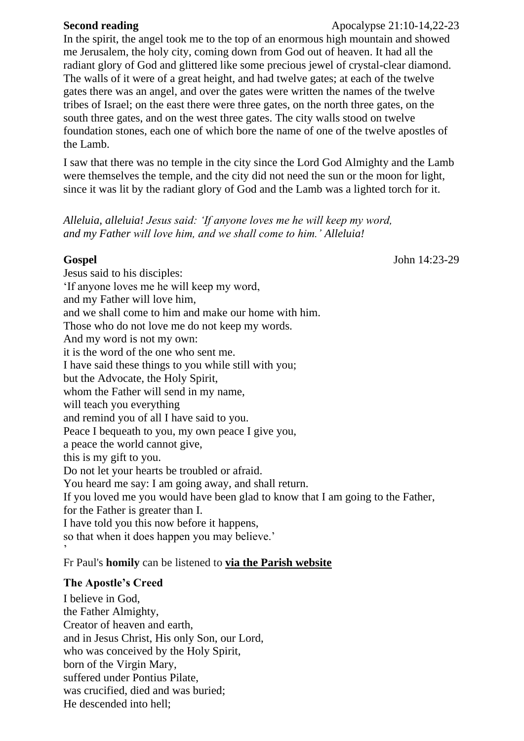**Second reading** Apocalypse 21:10-14,22-23

In the spirit, the angel took me to the top of an enormous high mountain and showed me Jerusalem, the holy city, coming down from God out of heaven. It had all the radiant glory of God and glittered like some precious jewel of crystal-clear diamond. The walls of it were of a great height, and had twelve gates; at each of the twelve gates there was an angel, and over the gates were written the names of the twelve tribes of Israel; on the east there were three gates, on the north three gates, on the south three gates, and on the west three gates. The city walls stood on twelve foundation stones, each one of which bore the name of one of the twelve apostles of the Lamb.

I saw that there was no temple in the city since the Lord God Almighty and the Lamb were themselves the temple, and the city did not need the sun or the moon for light, since it was lit by the radiant glory of God and the Lamb was a lighted torch for it.

*Alleluia, alleluia! Jesus said: 'If anyone loves me he will keep my word, and my Father will love him, and we shall come to him.' Alleluia!*

**Gospel** John 14:23-29

Jesus said to his disciples:
'If anyone loves me he will keep my word,
and my Father will love him,
and we shall come to him and make our home with him.
Those who do not love me do not keep my words.
And my word is not my own:
it is the word of the one who sent me.
I have said these things to you while still with you;
but the Advocate, the Holy Spirit,
whom the Father will send in my name,
will teach you everything
and remind you of all I have said to you.
Peace I bequeath to you, my own peace I give you,
a peace the world cannot give,
this is my gift to you.
Do not let your hearts be troubled or afraid.
You heard me say: I am going away, and shall return.
If you loved me you would have been glad to know that I am going to the Father,
for the Father is greater than I.
I have told you this now before it happens,
so that when it does happen you may believe.'
'

Fr Paul's **homily** can be listened to **via the Parish website**

### The Apostle's Creed

I believe in God,
the Father Almighty,
Creator of heaven and earth,
and in Jesus Christ, His only Son, our Lord,
who was conceived by the Holy Spirit,
born of the Virgin Mary,
suffered under Pontius Pilate,
was crucified, died and was buried;
He descended into hell;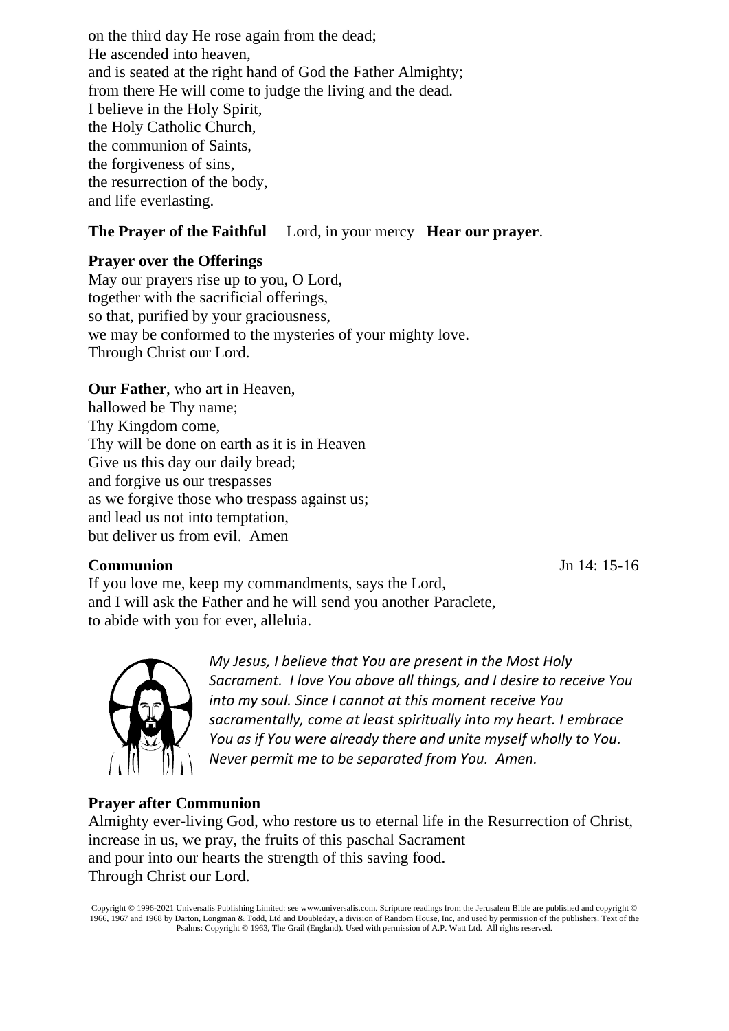on the third day He rose again from the dead;
He ascended into heaven,
and is seated at the right hand of God the Father Almighty;
from there He will come to judge the living and the dead.
I believe in the Holy Spirit,
the Holy Catholic Church,
the communion of Saints,
the forgiveness of sins,
the resurrection of the body,
and life everlasting.

**The Prayer of the Faithful** Lord, in your mercy **Hear our prayer**.

**Prayer over the Offerings**
May our prayers rise up to you, O Lord,
together with the sacrificial offerings,
so that, purified by your graciousness,
we may be conformed to the mysteries of your mighty love.
Through Christ our Lord.

**Our Father**, who art in Heaven,
hallowed be Thy name;
Thy Kingdom come,
Thy will be done on earth as it is in Heaven
Give us this day our daily bread;
and forgive us our trespasses
as we forgive those who trespass against us;
and lead us not into temptation,
but deliver us from evil. Amen

**Communion** Jn 14: 15-16
If you love me, keep my commandments, says the Lord,
and I will ask the Father and he will send you another Paraclete,
to abide with you for ever, alleluia.

*My Jesus, I believe that You are present in the Most Holy Sacrament. I love You above all things, and I desire to receive You into my soul. Since I cannot at this moment receive You sacramentally, come at least spiritually into my heart. I embrace You as if You were already there and unite myself wholly to You. Never permit me to be separated from You. Amen.*

**Prayer after Communion**
Almighty ever-living God, who restore us to eternal life in the Resurrection of Christ,
increase in us, we pray, the fruits of this paschal Sacrament
and pour into our hearts the strength of this saving food.
Through Christ our Lord.

Copyright © 1996-2021 Universalis Publishing Limited: see www.universalis.com. Scripture readings from the Jerusalem Bible are published and copyright © 1966, 1967 and 1968 by Darton, Longman & Todd, Ltd and Doubleday, a division of Random House, Inc, and used by permission of the publishers. Text of the Psalms: Copyright © 1963, The Grail (England). Used with permission of A.P. Watt Ltd. All rights reserved.